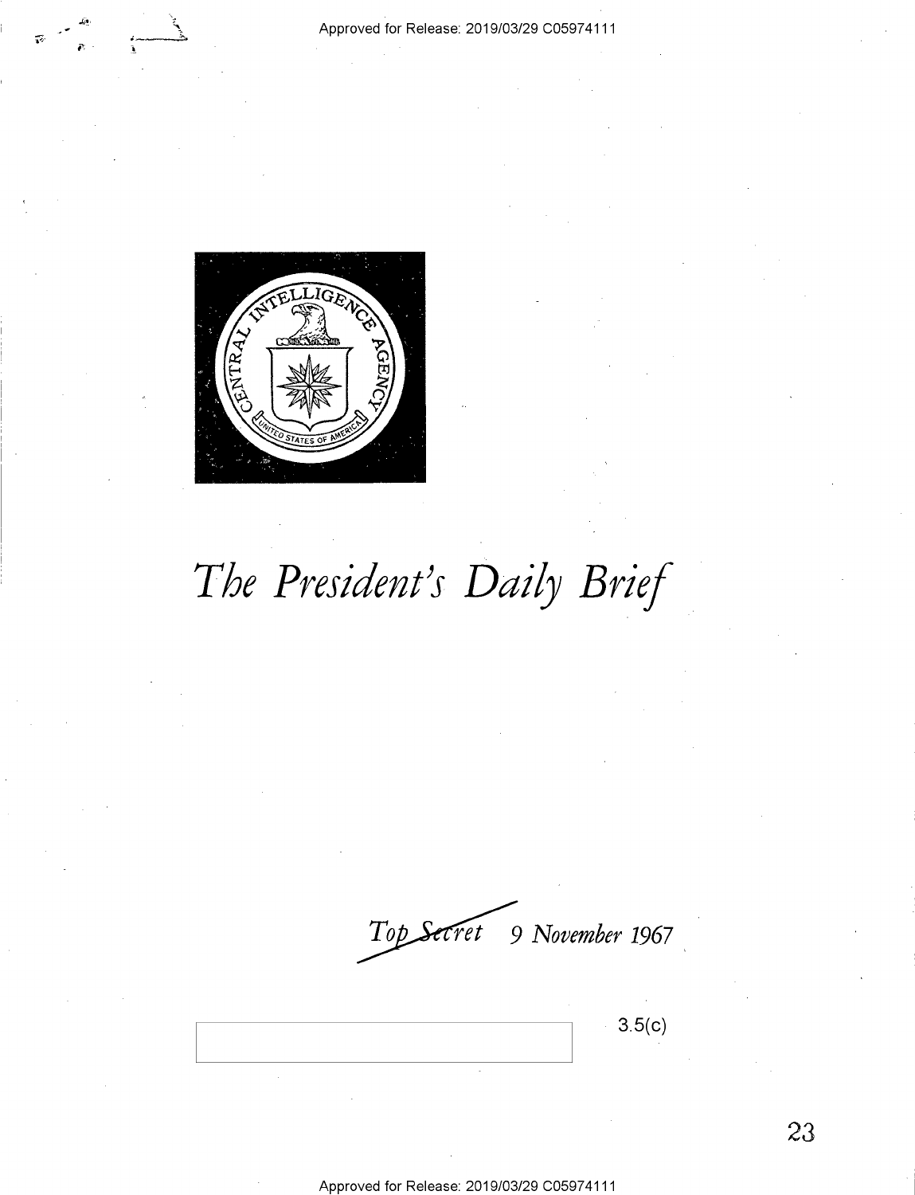# The President's Daily Brief

*Top Secret* 9 November 1967

3.5(c)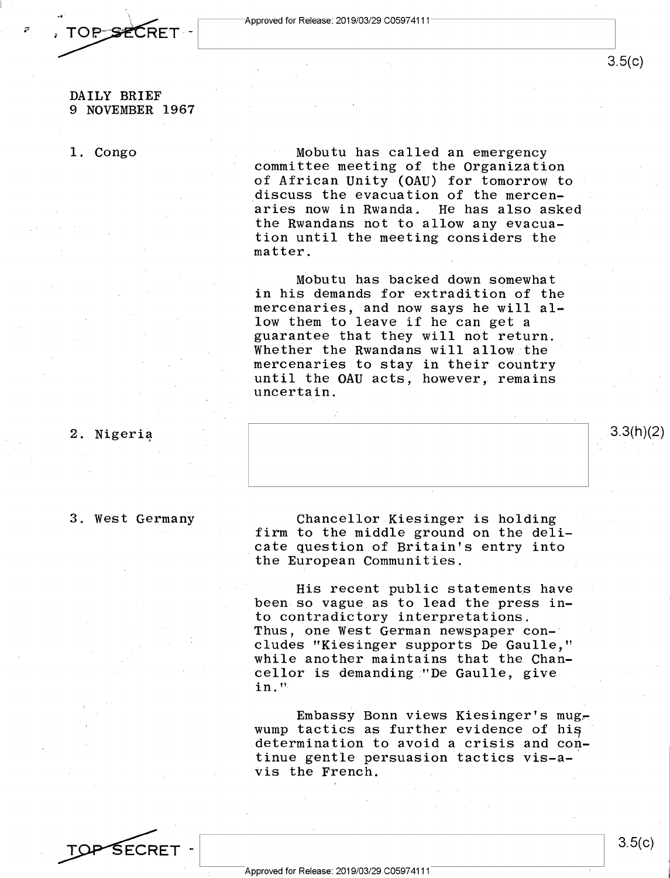DAILY BRIEF
9 NOVEMBER 1967

1. Congo

Mobutu has called an emergency committee meeting of the Organization of African Unity (OAU) for tomorrow to discuss the evacuation of the mercenaries now in Rwanda. He has also asked the Rwandans not to allow any evacuation until the meeting considers the matter.

Mobutu has backed down somewhat in his demands for extradition of the mercenaries, and now says he will allow them to leave if he can get a guarantee that they will not return. Whether the Rwandans will allow the mercenaries to stay in their country until the OAU acts, however, remains uncertain.

2. Nigeria

3.3(h)(2)

3. West Germany

Chancellor Kiesinger is holding firm to the middle ground on the delicate question of Britain's entry into the European Communities.

His recent public statements have been so vague as to lead the press into contradictory interpretations. Thus, one West German newspaper concludes "Kiesinger supports De Gaulle," while another maintains that the Chancellor is demanding "De Gaulle, give in."

Embassy Bonn views Kiesinger's mugwump tactics as further evidence of his determination to avoid a crisis and continue gentle persuasion tactics vis-a-vis the French.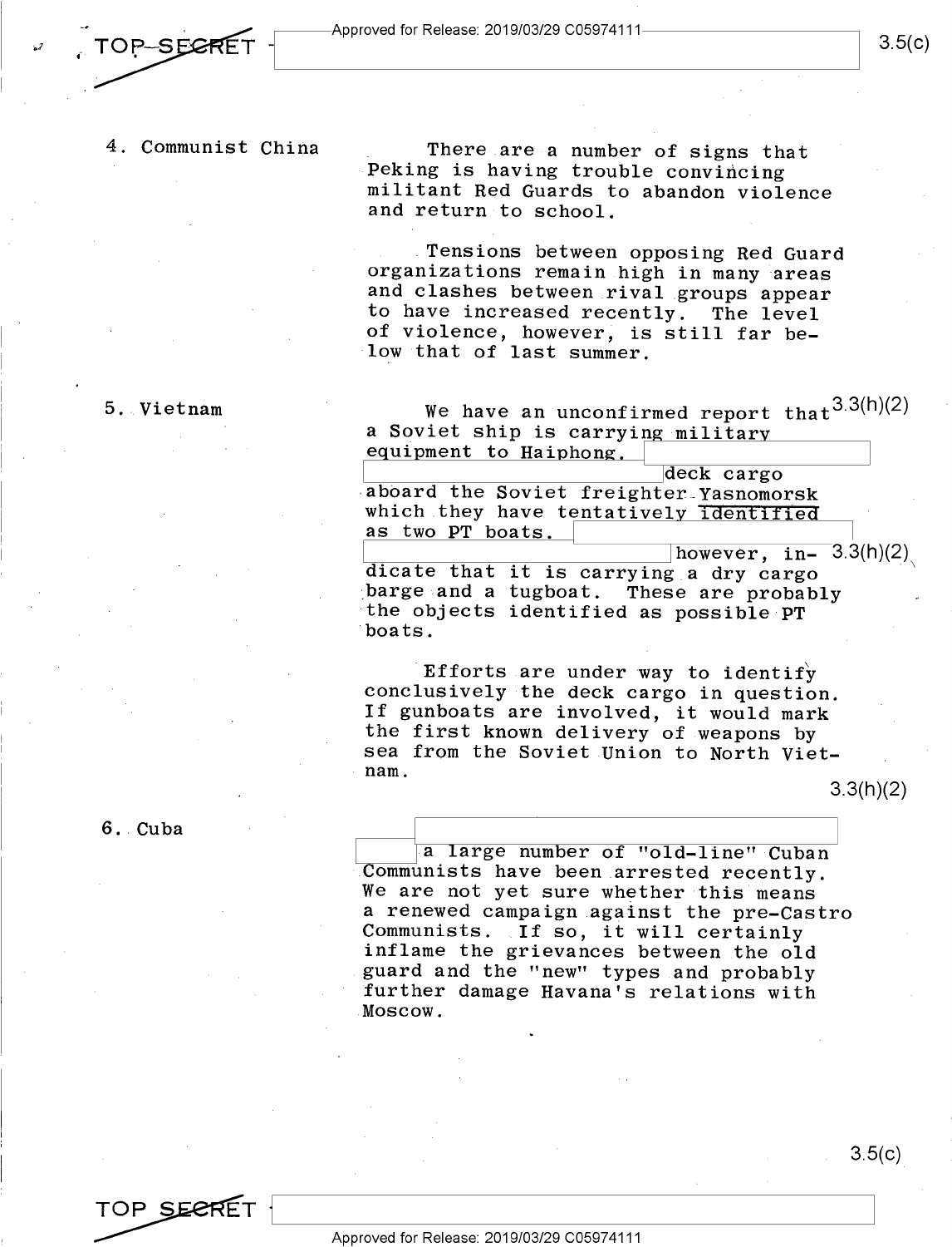**4. Communist China**

There are a number of signs that Peking is having trouble convincing militant Red Guards to abandon violence and return to school.

Tensions between opposing Red Guard organizations remain high in many areas and clashes between rival groups appear to have increased recently. The level of violence, however, is still far below that of last summer.

**5. Vietnam**

We have an unconfirmed report that a Soviet ship is carrying military equipment to Haiphong. [redacted] deck cargo aboard the Soviet freighter Yasnomorsk which they have tentatively identified as two PT boats. [redacted] however, indicate that it is carrying a dry cargo barge and a tugboat. These are probably the objects identified as possible PT boats.

3.3(h)(2)

Efforts are under way to identify conclusively the deck cargo in question. If gunboats are involved, it would mark the first known delivery of weapons by sea from the Soviet Union to North Vietnam.

3.3(h)(2)

**6. Cuba**

[redacted] a large number of "old-line" Cuban Communists have been arrested recently. We are not yet sure whether this means a renewed campaign against the pre-Castro Communists. If so, it will certainly inflame the grievances between the old guard and the "new" types and probably further damage Havana's relations with Moscow.

3.5(c)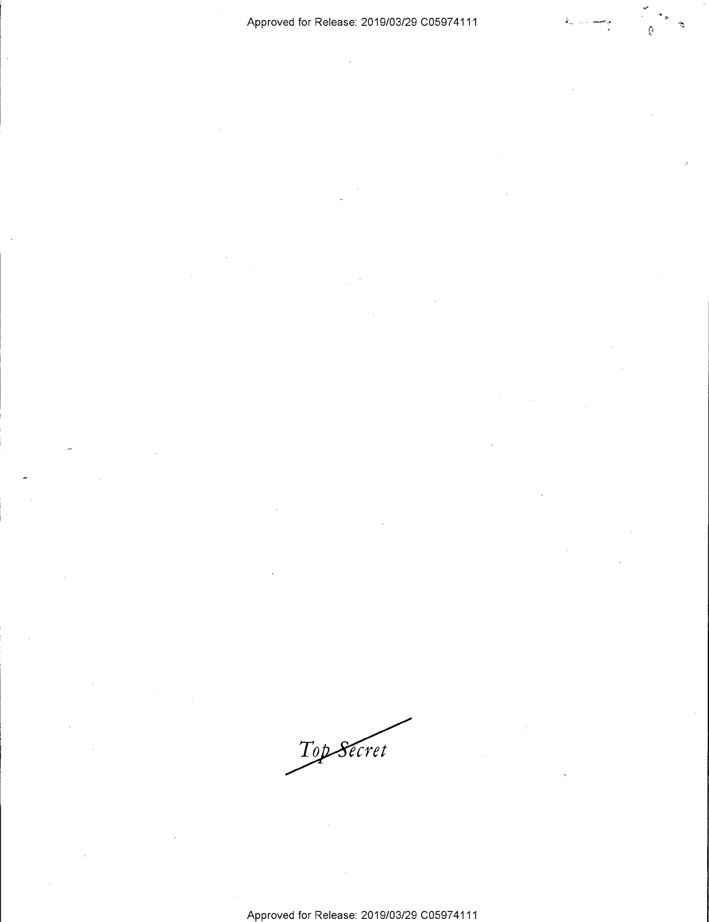~~*Top Secret*~~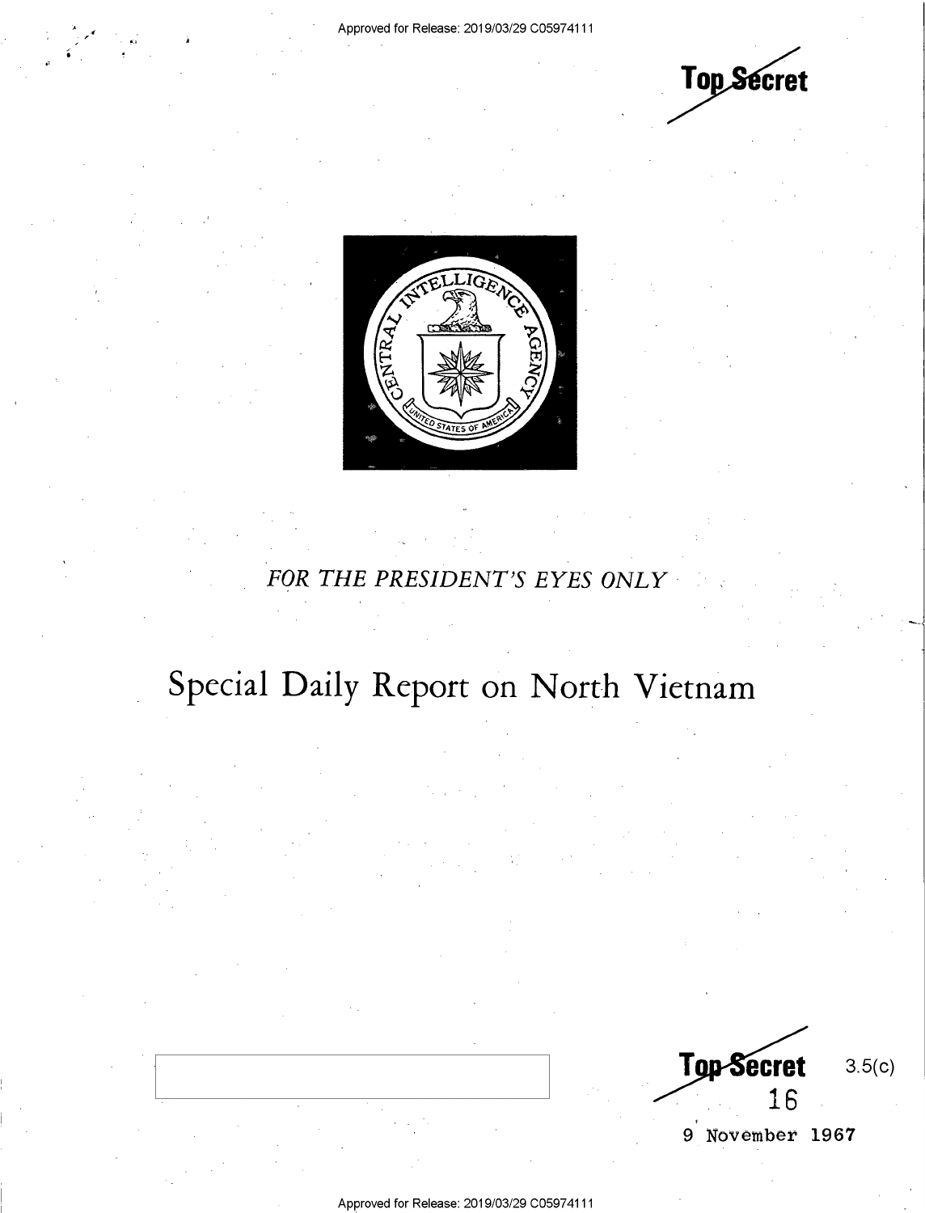Top Secret

FOR THE PRESIDENT'S EYES ONLY

# Special Daily Report on North Vietnam

Top Secret 3.5(c)

16

9 November 1967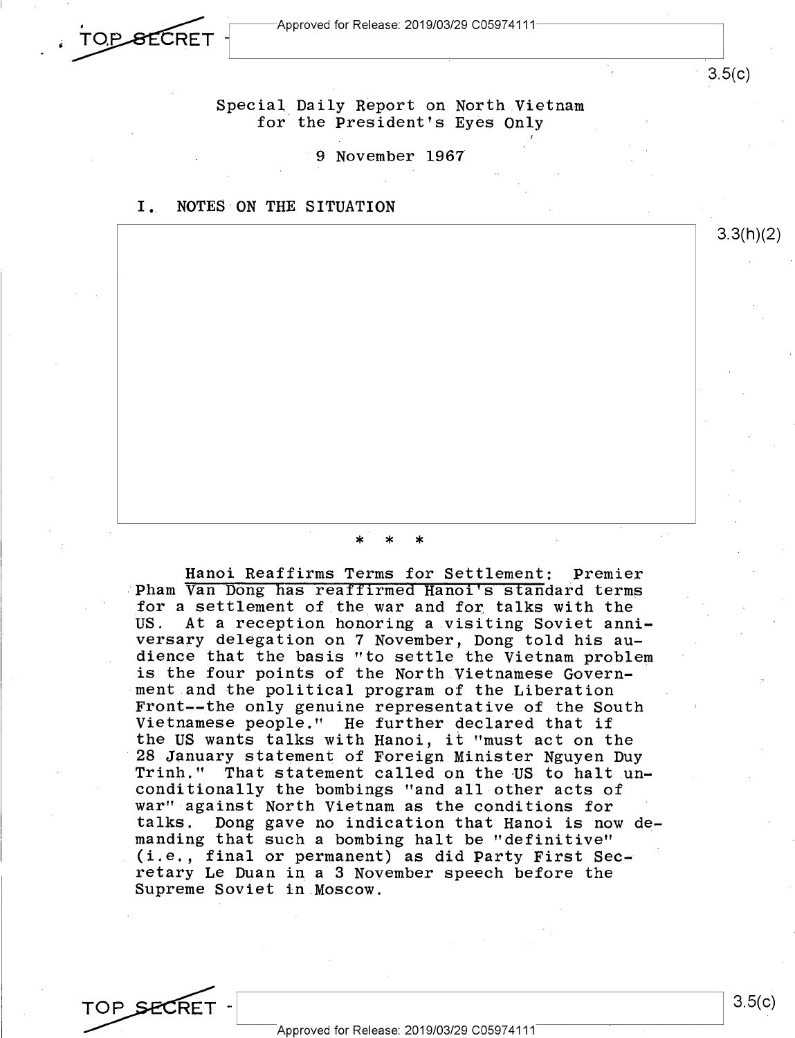Special Daily Report on North Vietnam
for the President's Eyes Only

9 November 1967

## I. NOTES ON THE SITUATION

\* \* \*

<u>Hanoi Reaffirms Terms for Settlement:</u> Premier Pham Van Dong has reaffirmed Hanoi's standard terms for a settlement of the war and for talks with the US. At a reception honoring a visiting Soviet anniversary delegation on 7 November, Dong told his audience that the basis "to settle the Vietnam problem is the four points of the North Vietnamese Government and the political program of the Liberation Front--the only genuine representative of the South Vietnamese people." He further declared that if the US wants talks with Hanoi, it "must act on the 28 January statement of Foreign Minister Nguyen Duy Trinh." That statement called on the US to halt unconditionally the bombings "and all other acts of war" against North Vietnam as the conditions for talks. Dong gave no indication that Hanoi is now demanding that such a bombing halt be "definitive" (i.e., final or permanent) as did Party First Secretary Le Duan in a 3 November speech before the Supreme Soviet in Moscow.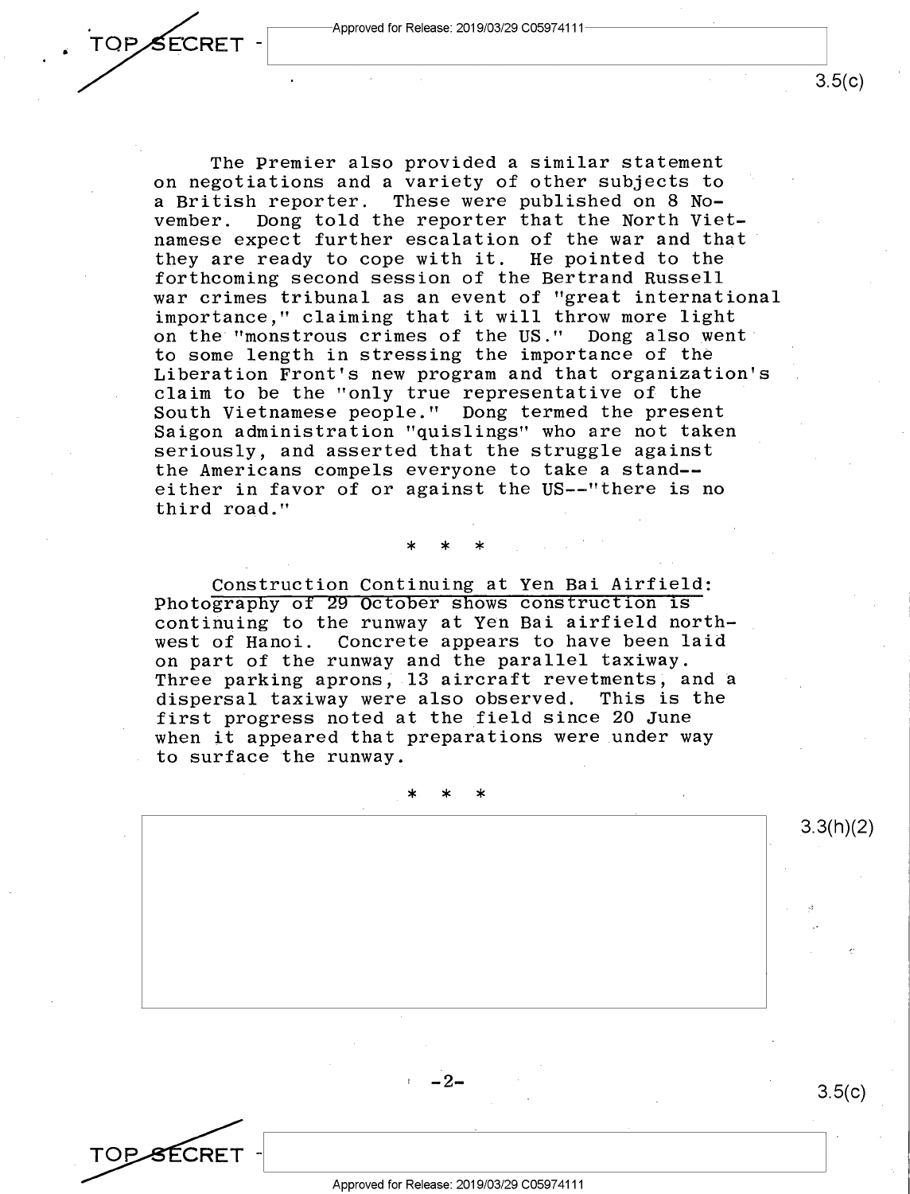The Premier also provided a similar statement on negotiations and a variety of other subjects to a British reporter. These were published on 8 November. Dong told the reporter that the North Vietnamese expect further escalation of the war and that they are ready to cope with it. He pointed to the forthcoming second session of the Bertrand Russell war crimes tribunal as an event of "great international importance," claiming that it will throw more light on the "monstrous crimes of the US." Dong also went to some length in stressing the importance of the Liberation Front's new program and that organization's claim to be the "only true representative of the South Vietnamese people." Dong termed the present Saigon administration "quislings" who are not taken seriously, and asserted that the struggle against the Americans compels everyone to take a stand--either in favor of or against the US--"there is no third road."

\* \* \*

Construction Continuing at Yen Bai Airfield: Photography of 29 October shows construction is continuing to the runway at Yen Bai airfield northwest of Hanoi. Concrete appears to have been laid on part of the runway and the parallel taxiway. Three parking aprons, 13 aircraft revetments, and a dispersal taxiway were also observed. This is the first progress noted at the field since 20 June when it appeared that preparations were under way to surface the runway.

\* \* \*

3.3(h)(2)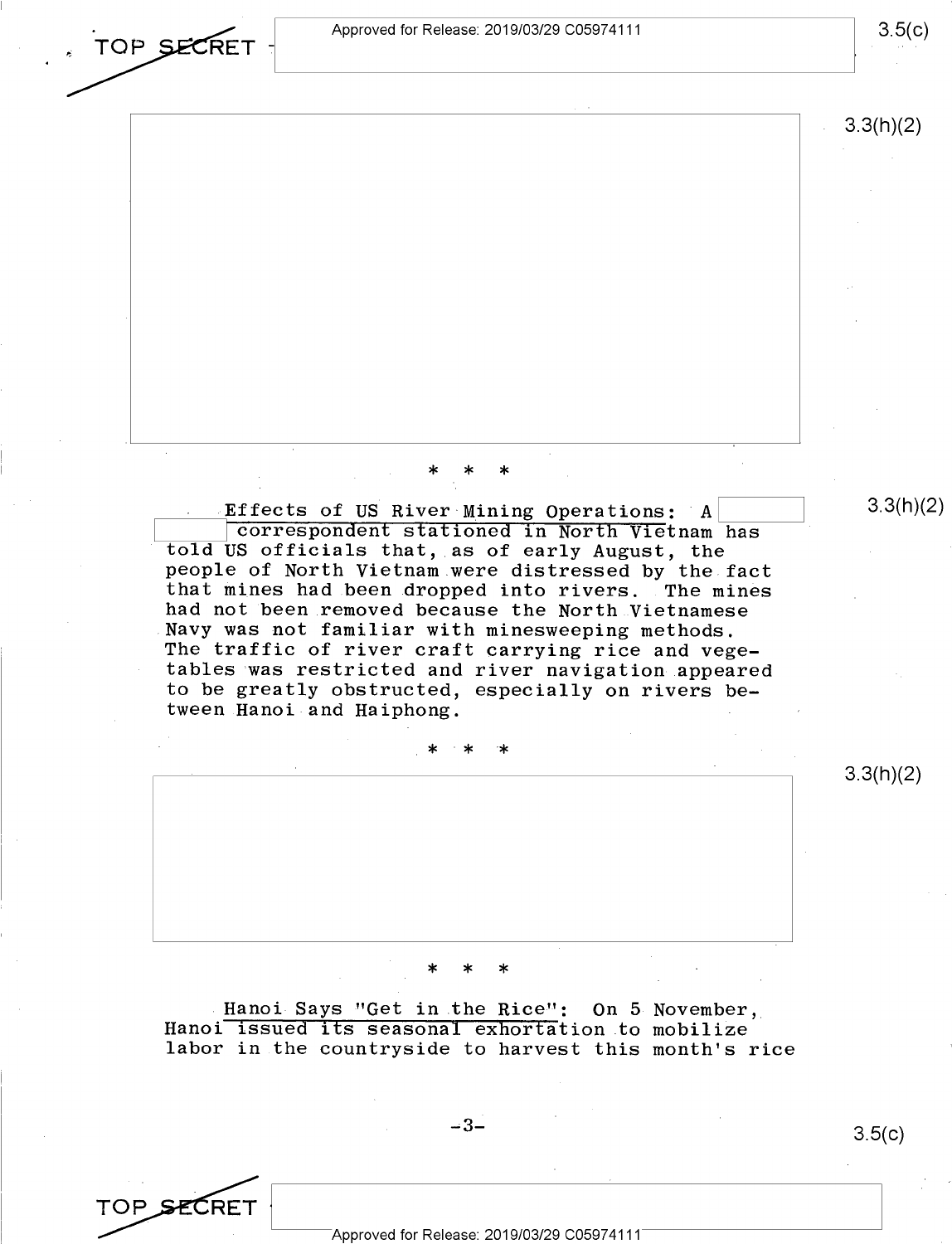\* \* \*

**Effects of US River Mining Operations:** A [redacted] correspondent stationed in North Vietnam has told US officials that, as of early August, the people of North Vietnam were distressed by the fact that mines had been dropped into rivers. The mines had not been removed because the North Vietnamese Navy was not familiar with minesweeping methods. The traffic of river craft carrying rice and vegetables was restricted and river navigation appeared to be greatly obstructed, especially on rivers between Hanoi and Haiphong.

\* \* \*

\* \* \*

**Hanoi Says "Get in the Rice":** On 5 November, Hanoi issued its seasonal exhortation to mobilize labor in the countryside to harvest this month's rice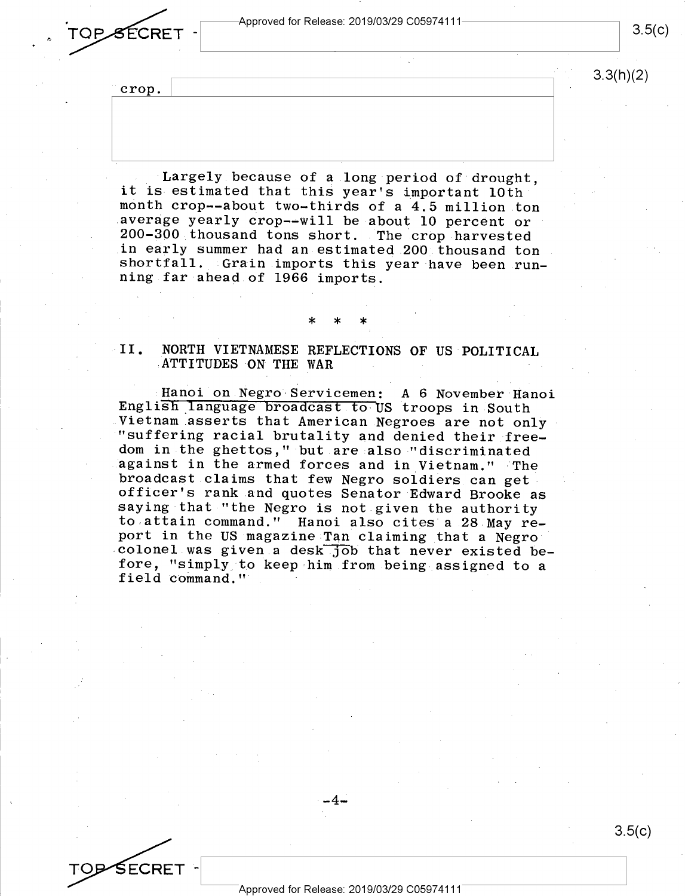crop.

Largely because of a long period of drought, it is estimated that this year's important 10th month crop--about two-thirds of a 4.5 million ton average yearly crop--will be about 10 percent or 200-300 thousand tons short. The crop harvested in early summer had an estimated 200 thousand ton shortfall. Grain imports this year have been running far ahead of 1966 imports.

\* \* \*

## II. NORTH VIETNAMESE REFLECTIONS OF US POLITICAL ATTITUDES ON THE WAR

Hanoi on Negro Servicemen: A 6 November Hanoi English language broadcast to US troops in South Vietnam asserts that American Negroes are not only "suffering racial brutality and denied their freedom in the ghettos," but are also "discriminated against in the armed forces and in Vietnam." The broadcast claims that few Negro soldiers can get officer's rank and quotes Senator Edward Brooke as saying that "the Negro is not given the authority to attain command." Hanoi also cites a 28 May report in the US magazine Tan claiming that a Negro colonel was given a desk job that never existed before, "simply to keep him from being assigned to a field command."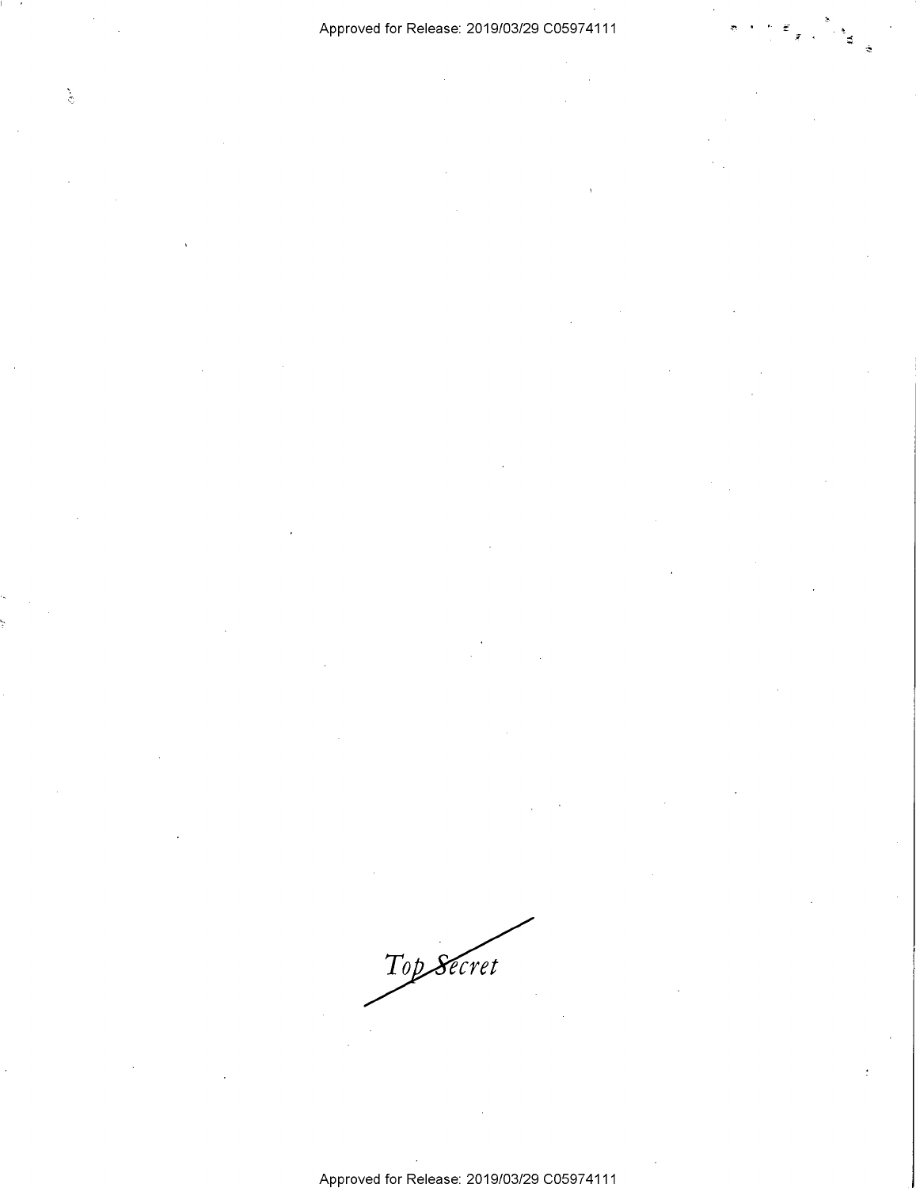~~Top Secret~~